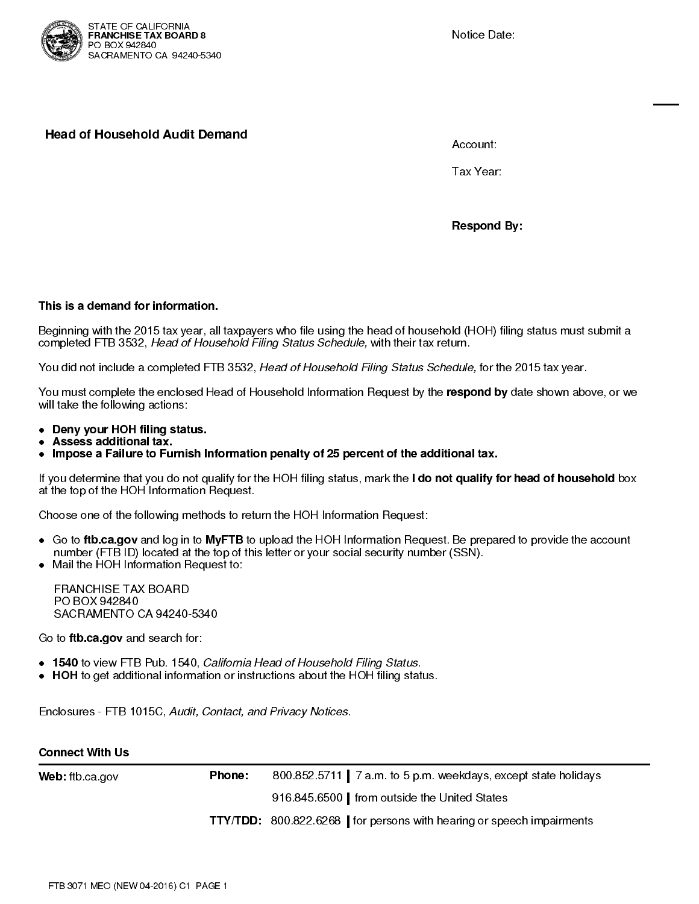STATE OF CALIFORNIA
**FRANCHISE TAX BOARD 8**
PO BOX 942840
SACRAMENTO CA 94240-5340

Notice Date:

## Head of Household Audit Demand

Account:

Tax Year:

**Respond By:**

**This is a demand for information.**

Beginning with the 2015 tax year, all taxpayers who file using the head of household (HOH) filing status must submit a completed FTB 3532, *Head of Household Filing Status Schedule,* with their tax return.

You did not include a completed FTB 3532, *Head of Household Filing Status Schedule,* for the 2015 tax year.

You must complete the enclosed Head of Household Information Request by the **respond by** date shown above, or we will take the following actions:

- **Deny your HOH filing status.**
- **Assess additional tax.**
- **Impose a Failure to Furnish Information penalty of 25 percent of the additional tax.**

If you determine that you do not qualify for the HOH filing status, mark the **I do not qualify for head of household** box at the top of the HOH Information Request.

Choose one of the following methods to return the HOH Information Request:

- Go to **ftb.ca.gov** and log in to **MyFTB** to upload the HOH Information Request. Be prepared to provide the account number (FTB ID) located at the top of this letter or your social security number (SSN).
- Mail the HOH Information Request to:

  FRANCHISE TAX BOARD
  PO BOX 942840
  SACRAMENTO CA 94240-5340

Go to **ftb.ca.gov** and search for:

- **1540** to view FTB Pub. 1540, *California Head of Household Filing Status.*
- **HOH** to get additional information or instructions about the HOH filing status.

Enclosures - FTB 1015C, *Audit, Contact, and Privacy Notices.*

**Connect With Us**

**Web:** ftb.ca.gov

**Phone:** 800.852.5711 | 7 a.m. to 5 p.m. weekdays, except state holidays

916.845.6500 | from outside the United States

**TTY/TDD:** 800.822.6268 | for persons with hearing or speech impairments

FTB 3071 MEO (NEW 04-2016) C1 PAGE 1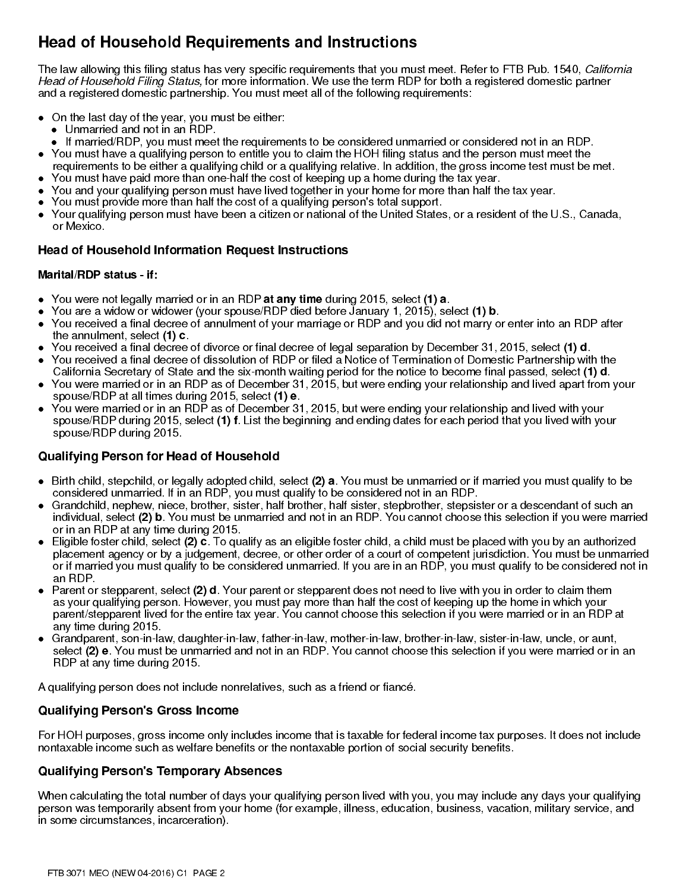# Head of Household Requirements and Instructions

The law allowing this filing status has very specific requirements that you must meet. Refer to FTB Pub. 1540, *California Head of Household Filing Status,* for more information. We use the term RDP for both a registered domestic partner and a registered domestic partnership. You must meet all of the following requirements:

- On the last day of the year, you must be either:
  - Unmarried and not in an RDP.
  - If married/RDP, you must meet the requirements to be considered unmarried or considered not in an RDP.
- You must have a qualifying person to entitle you to claim the HOH filing status and the person must meet the requirements to be either a qualifying child or a qualifying relative. In addition, the gross income test must be met.
- You must have paid more than one-half the cost of keeping up a home during the tax year.
- You and your qualifying person must have lived together in your home for more than half the tax year.
- You must provide more than half the cost of a qualifying person's total support.
- Your qualifying person must have been a citizen or national of the United States, or a resident of the U.S., Canada, or Mexico.

## Head of Household Information Request Instructions

**Marital/RDP status - if:**

- You were not legally married or in an RDP **at any time** during 2015, select **(1) a**.
- You are a widow or widower (your spouse/RDP died before January 1, 2015), select **(1) b**.
- You received a final decree of annulment of your marriage or RDP and you did not marry or enter into an RDP after the annulment, select **(1) c**.
- You received a final decree of divorce or final decree of legal separation by December 31, 2015, select **(1) d**.
- You received a final decree of dissolution of RDP or filed a Notice of Termination of Domestic Partnership with the California Secretary of State and the six-month waiting period for the notice to become final passed, select **(1) d**.
- You were married or in an RDP as of December 31, 2015, but were ending your relationship and lived apart from your spouse/RDP at all times during 2015, select **(1) e**.
- You were married or in an RDP as of December 31, 2015, but were ending your relationship and lived with your spouse/RDP during 2015, select **(1) f**. List the beginning and ending dates for each period that you lived with your spouse/RDP during 2015.

## Qualifying Person for Head of Household

- Birth child, stepchild, or legally adopted child, select **(2) a**. You must be unmarried or if married you must qualify to be considered unmarried. If in an RDP, you must qualify to be considered not in an RDP.
- Grandchild, nephew, niece, brother, sister, half brother, half sister, stepbrother, stepsister or a descendant of such an individual, select **(2) b**. You must be unmarried and not in an RDP. You cannot choose this selection if you were married or in an RDP at any time during 2015.
- Eligible foster child, select **(2) c**. To qualify as an eligible foster child, a child must be placed with you by an authorized placement agency or by a judgement, decree, or other order of a court of competent jurisdiction. You must be unmarried or if married you must qualify to be considered unmarried. If you are in an RDP, you must qualify to be considered not in an RDP.
- Parent or stepparent, select **(2) d**. Your parent or stepparent does not need to live with you in order to claim them as your qualifying person. However, you must pay more than half the cost of keeping up the home in which your parent/stepparent lived for the entire tax year. You cannot choose this selection if you were married or in an RDP at any time during 2015.
- Grandparent, son-in-law, daughter-in-law, father-in-law, mother-in-law, brother-in-law, sister-in-law, uncle, or aunt, select **(2) e**. You must be unmarried and not in an RDP. You cannot choose this selection if you were married or in an RDP at any time during 2015.

A qualifying person does not include nonrelatives, such as a friend or fiancé.

## Qualifying Person's Gross Income

For HOH purposes, gross income only includes income that is taxable for federal income tax purposes. It does not include nontaxable income such as welfare benefits or the nontaxable portion of social security benefits.

## Qualifying Person's Temporary Absences

When calculating the total number of days your qualifying person lived with you, you may include any days your qualifying person was temporarily absent from your home (for example, illness, education, business, vacation, military service, and in some circumstances, incarceration).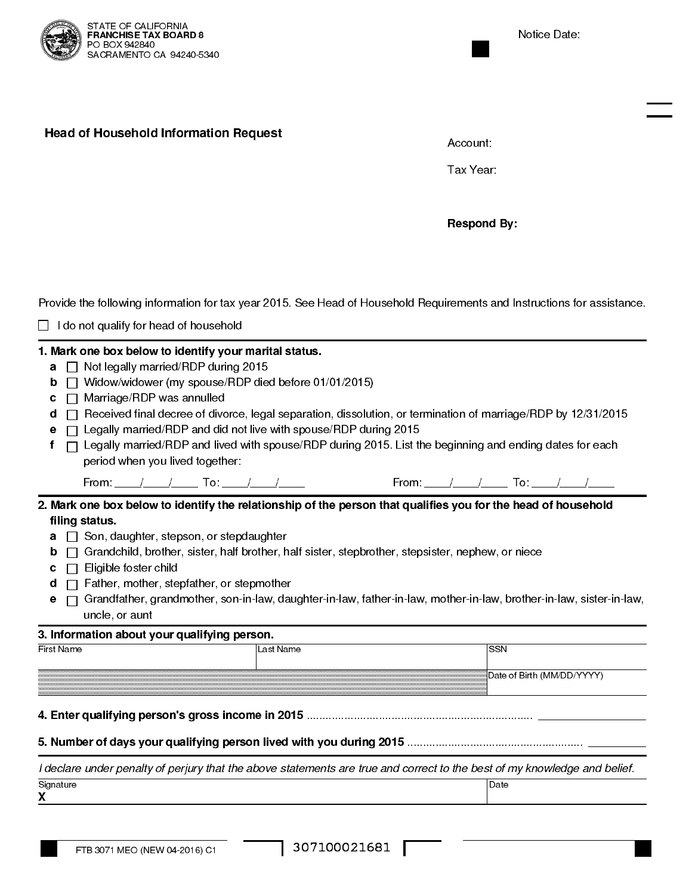STATE OF CALIFORNIA
**FRANCHISE TAX BOARD 8**
PO BOX 942840
SACRAMENTO CA 94240-5340

Notice Date:

## Head of Household Information Request

Account:

Tax Year:

**Respond By:**

Provide the following information for tax year 2015. See Head of Household Requirements and Instructions for assistance.

☐ I do not qualify for head of household

**1. Mark one box below to identify your marital status.**

- **a** ☐ Not legally married/RDP during 2015
- **b** ☐ Widow/widower (my spouse/RDP died before 01/01/2015)
- **c** ☐ Marriage/RDP was annulled
- **d** ☐ Received final decree of divorce, legal separation, dissolution, or termination of marriage/RDP by 12/31/2015
- **e** ☐ Legally married/RDP and did not live with spouse/RDP during 2015
- **f** ☐ Legally married/RDP and lived with spouse/RDP during 2015. List the beginning and ending dates for each period when you lived together:

From: ____/____/____ To: ____/____/____ From: ____/____/____ To: ____/____/____

**2. Mark one box below to identify the relationship of the person that qualifies you for the head of household filing status.**

- **a** ☐ Son, daughter, stepson, or stepdaughter
- **b** ☐ Grandchild, brother, sister, half brother, half sister, stepbrother, stepsister, nephew, or niece
- **c** ☐ Eligible foster child
- **d** ☐ Father, mother, stepfather, or stepmother
- **e** ☐ Grandfather, grandmother, son-in-law, daughter-in-law, father-in-law, mother-in-law, brother-in-law, sister-in-law, uncle, or aunt

**3. Information about your qualifying person.**

| First Name | Last Name | SSN |
|---|---|---|
| | | Date of Birth (MM/DD/YYYY) |

**4. Enter qualifying person's gross income in 2015** ........................................................................ ____________

**5. Number of days your qualifying person lived with you during 2015** ........................................................ ____________

*I declare under penalty of perjury that the above statements are true and correct to the best of my knowledge and belief.*

| Signature | Date |
|---|---|
| X | |

FTB 3071 MEO (NEW 04-2016) C1

307100021681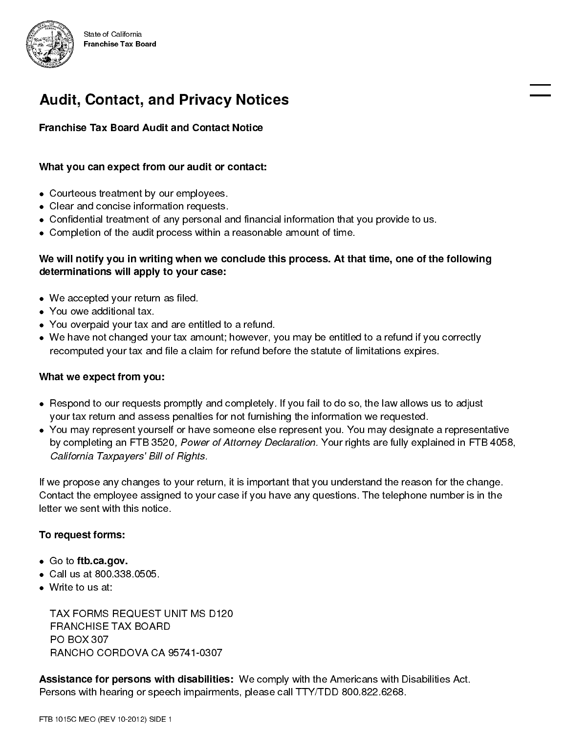State of California
**Franchise Tax Board**

# Audit, Contact, and Privacy Notices

## Franchise Tax Board Audit and Contact Notice

### What you can expect from our audit or contact:

- Courteous treatment by our employees.
- Clear and concise information requests.
- Confidential treatment of any personal and financial information that you provide to us.
- Completion of the audit process within a reasonable amount of time.

**We will notify you in writing when we conclude this process. At that time, one of the following determinations will apply to your case:**

- We accepted your return as filed.
- You owe additional tax.
- You overpaid your tax and are entitled to a refund.
- We have not changed your tax amount; however, you may be entitled to a refund if you correctly recomputed your tax and file a claim for refund before the statute of limitations expires.

### What we expect from you:

- Respond to our requests promptly and completely. If you fail to do so, the law allows us to adjust your tax return and assess penalties for not furnishing the information we requested.
- You may represent yourself or have someone else represent you. You may designate a representative by completing an FTB 3520, *Power of Attorney Declaration.* Your rights are fully explained in FTB 4058, *California Taxpayers' Bill of Rights.*

If we propose any changes to your return, it is important that you understand the reason for the change. Contact the employee assigned to your case if you have any questions. The telephone number is in the letter we sent with this notice.

### To request forms:

- Go to **ftb.ca.gov.**
- Call us at 800.338.0505.
- Write to us at:

TAX FORMS REQUEST UNIT MS D120
FRANCHISE TAX BOARD
PO BOX 307
RANCHO CORDOVA CA 95741-0307

**Assistance for persons with disabilities:** We comply with the Americans with Disabilities Act. Persons with hearing or speech impairments, please call TTY/TDD 800.822.6268.

FTB 1015C MEO (REV 10-2012) SIDE 1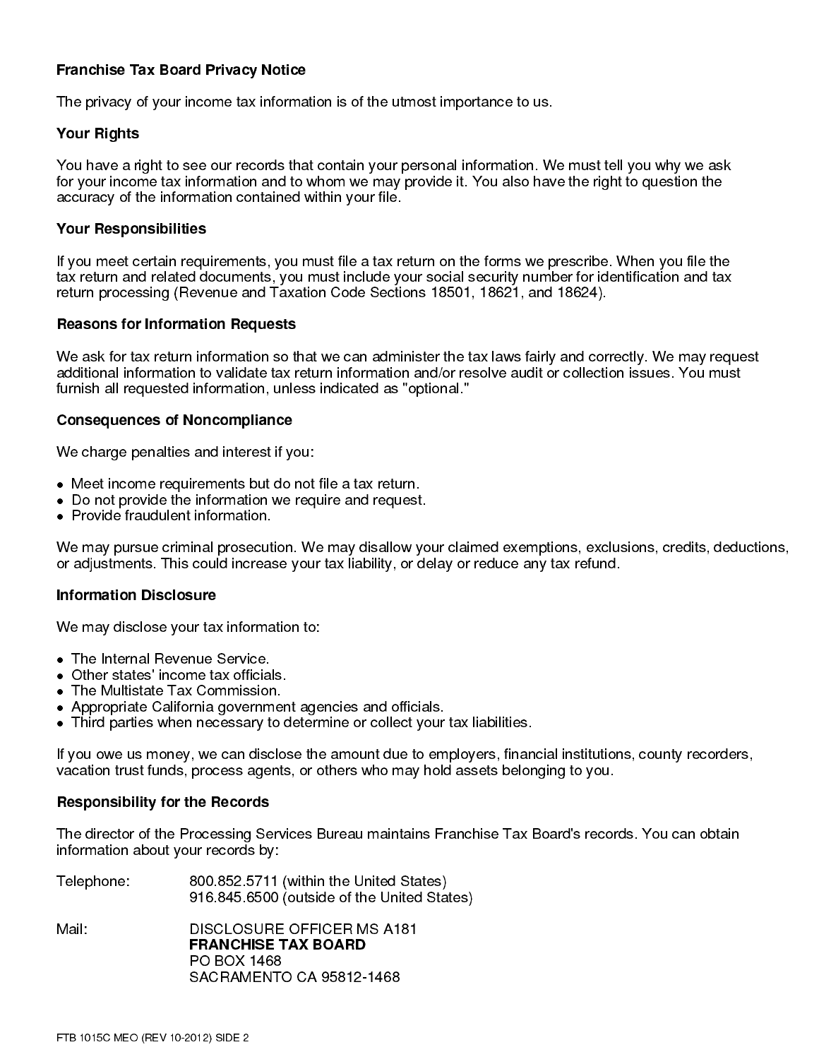## Franchise Tax Board Privacy Notice

The privacy of your income tax information is of the utmost importance to us.

### Your Rights

You have a right to see our records that contain your personal information. We must tell you why we ask for your income tax information and to whom we may provide it. You also have the right to question the accuracy of the information contained within your file.

### Your Responsibilities

If you meet certain requirements, you must file a tax return on the forms we prescribe. When you file the tax return and related documents, you must include your social security number for identification and tax return processing (Revenue and Taxation Code Sections 18501, 18621, and 18624).

### Reasons for Information Requests

We ask for tax return information so that we can administer the tax laws fairly and correctly. We may request additional information to validate tax return information and/or resolve audit or collection issues. You must furnish all requested information, unless indicated as "optional."

### Consequences of Noncompliance

We charge penalties and interest if you:

- Meet income requirements but do not file a tax return.
- Do not provide the information we require and request.
- Provide fraudulent information.

We may pursue criminal prosecution. We may disallow your claimed exemptions, exclusions, credits, deductions, or adjustments. This could increase your tax liability, or delay or reduce any tax refund.

### Information Disclosure

We may disclose your tax information to:

- The Internal Revenue Service.
- Other states' income tax officials.
- The Multistate Tax Commission.
- Appropriate California government agencies and officials.
- Third parties when necessary to determine or collect your tax liabilities.

If you owe us money, we can disclose the amount due to employers, financial institutions, county recorders, vacation trust funds, process agents, or others who may hold assets belonging to you.

### Responsibility for the Records

The director of the Processing Services Bureau maintains Franchise Tax Board's records. You can obtain information about your records by:

Telephone: 800.852.5711 (within the United States)
916.845.6500 (outside of the United States)

Mail: DISCLOSURE OFFICER MS A181
**FRANCHISE TAX BOARD**
PO BOX 1468
SACRAMENTO CA 95812-1468

FTB 1015C MEO (REV 10-2012) SIDE 2